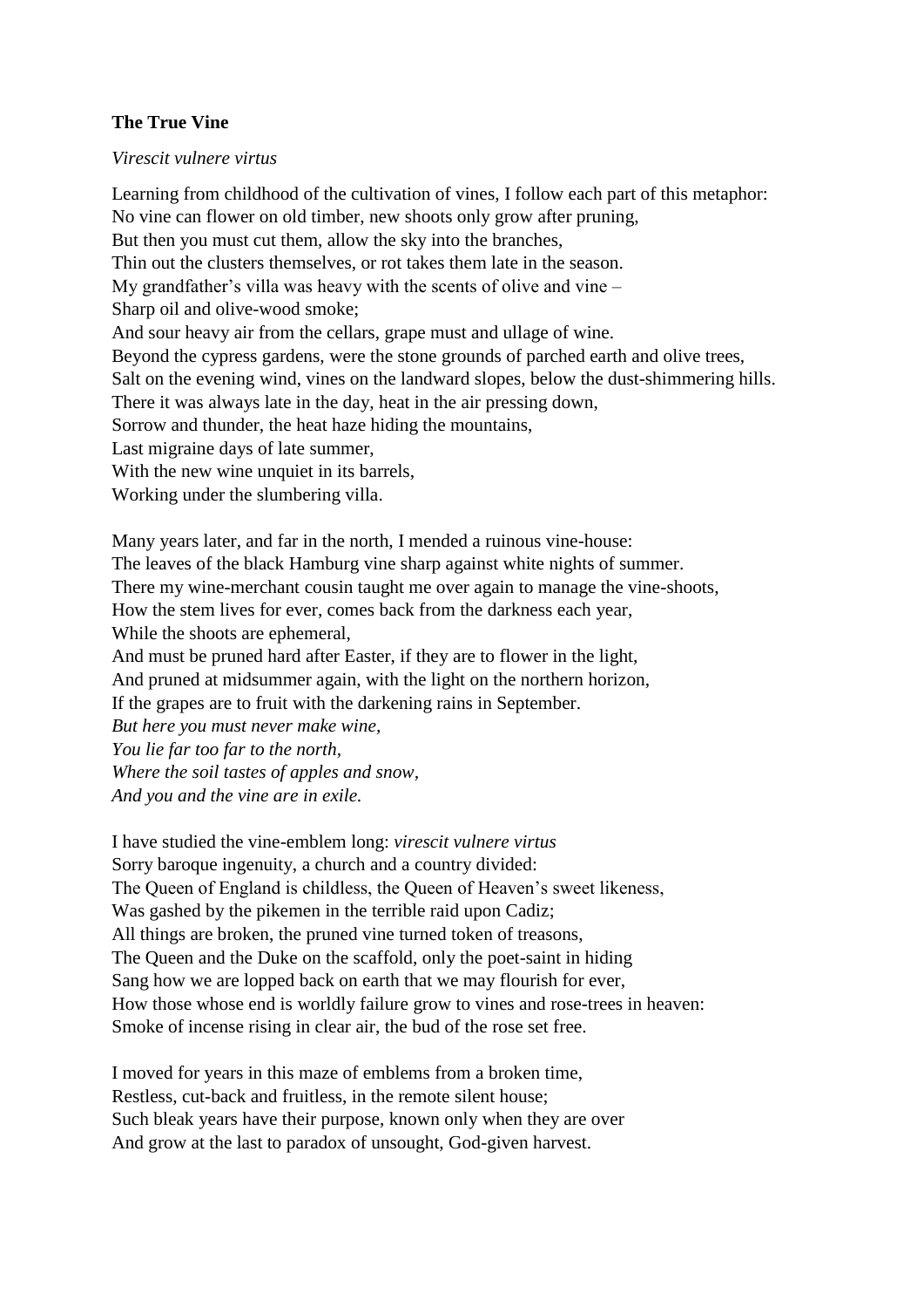**The True Vine**

*Virescit vulnere virtus*

Learning from childhood of the cultivation of vines, I follow each part of this metaphor:
No vine can flower on old timber, new shoots only grow after pruning,
But then you must cut them, allow the sky into the branches,
Thin out the clusters themselves, or rot takes them late in the season.
My grandfather's villa was heavy with the scents of olive and vine –
Sharp oil and olive-wood smoke;
And sour heavy air from the cellars, grape must and ullage of wine.
Beyond the cypress gardens, were the stone grounds of parched earth and olive trees,
Salt on the evening wind, vines on the landward slopes, below the dust-shimmering hills.
There it was always late in the day, heat in the air pressing down,
Sorrow and thunder, the heat haze hiding the mountains,
Last migraine days of late summer,
With the new wine unquiet in its barrels,
Working under the slumbering villa.

Many years later, and far in the north, I mended a ruinous vine-house:
The leaves of the black Hamburg vine sharp against white nights of summer.
There my wine-merchant cousin taught me over again to manage the vine-shoots,
How the stem lives for ever, comes back from the darkness each year,
While the shoots are ephemeral,
And must be pruned hard after Easter, if they are to flower in the light,
And pruned at midsummer again, with the light on the northern horizon,
If the grapes are to fruit with the darkening rains in September.
*But here you must never make wine,*
*You lie far too far to the north,*
*Where the soil tastes of apples and snow,*
*And you and the vine are in exile.*

I have studied the vine-emblem long: *virescit vulnere virtus*
Sorry baroque ingenuity, a church and a country divided:
The Queen of England is childless, the Queen of Heaven's sweet likeness,
Was gashed by the pikemen in the terrible raid upon Cadiz;
All things are broken, the pruned vine turned token of treasons,
The Queen and the Duke on the scaffold, only the poet-saint in hiding
Sang how we are lopped back on earth that we may flourish for ever,
How those whose end is worldly failure grow to vines and rose-trees in heaven:
Smoke of incense rising in clear air, the bud of the rose set free.

I moved for years in this maze of emblems from a broken time,
Restless, cut-back and fruitless, in the remote silent house;
Such bleak years have their purpose, known only when they are over
And grow at the last to paradox of unsought, God-given harvest.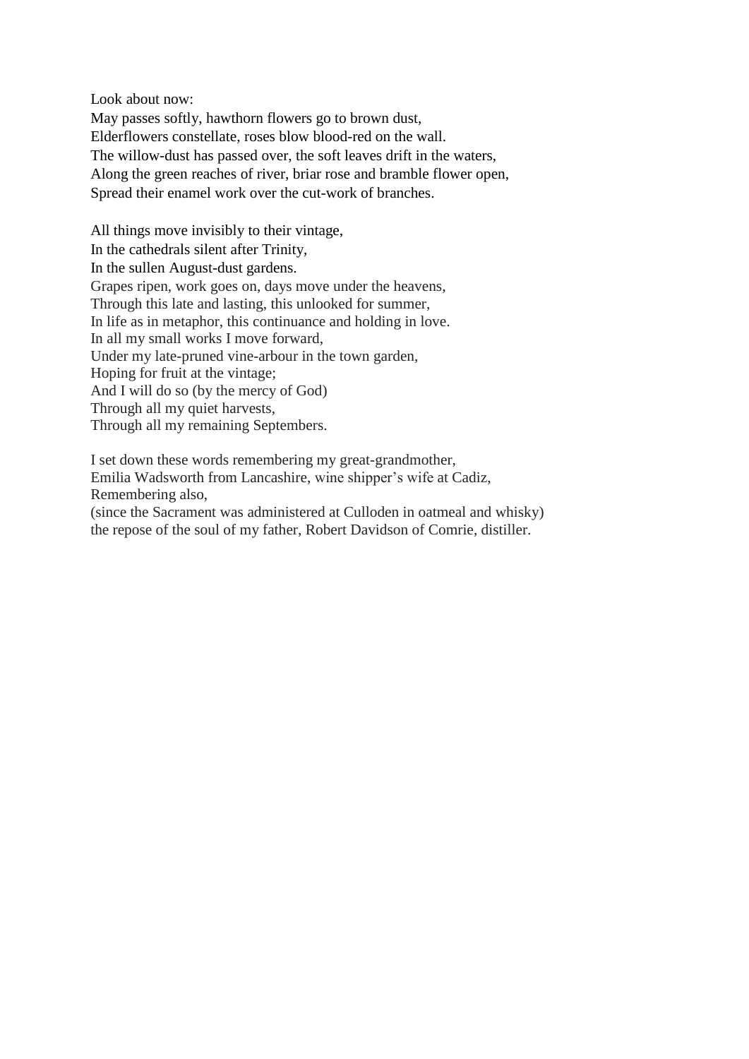Look about now:  
May passes softly, hawthorn flowers go to brown dust,  
Elderflowers constellate, roses blow blood-red on the wall.  
The willow-dust has passed over, the soft leaves drift in the waters,  
Along the green reaches of river, briar rose and bramble flower open,  
Spread their enamel work over the cut-work of branches.

All things move invisibly to their vintage,  
In the cathedrals silent after Trinity,  
In the sullen August-dust gardens.  
Grapes ripen, work goes on, days move under the heavens,  
Through this late and lasting, this unlooked for summer,  
In life as in metaphor, this continuance and holding in love.  
In all my small works I move forward,  
Under my late-pruned vine-arbour in the town garden,  
Hoping for fruit at the vintage;  
And I will do so (by the mercy of God)  
Through all my quiet harvests,  
Through all my remaining Septembers.

I set down these words remembering my great-grandmother,  
Emilia Wadsworth from Lancashire, wine shipper's wife at Cadiz,  
Remembering also,  
(since the Sacrament was administered at Culloden in oatmeal and whisky)  
the repose of the soul of my father, Robert Davidson of Comrie, distiller.